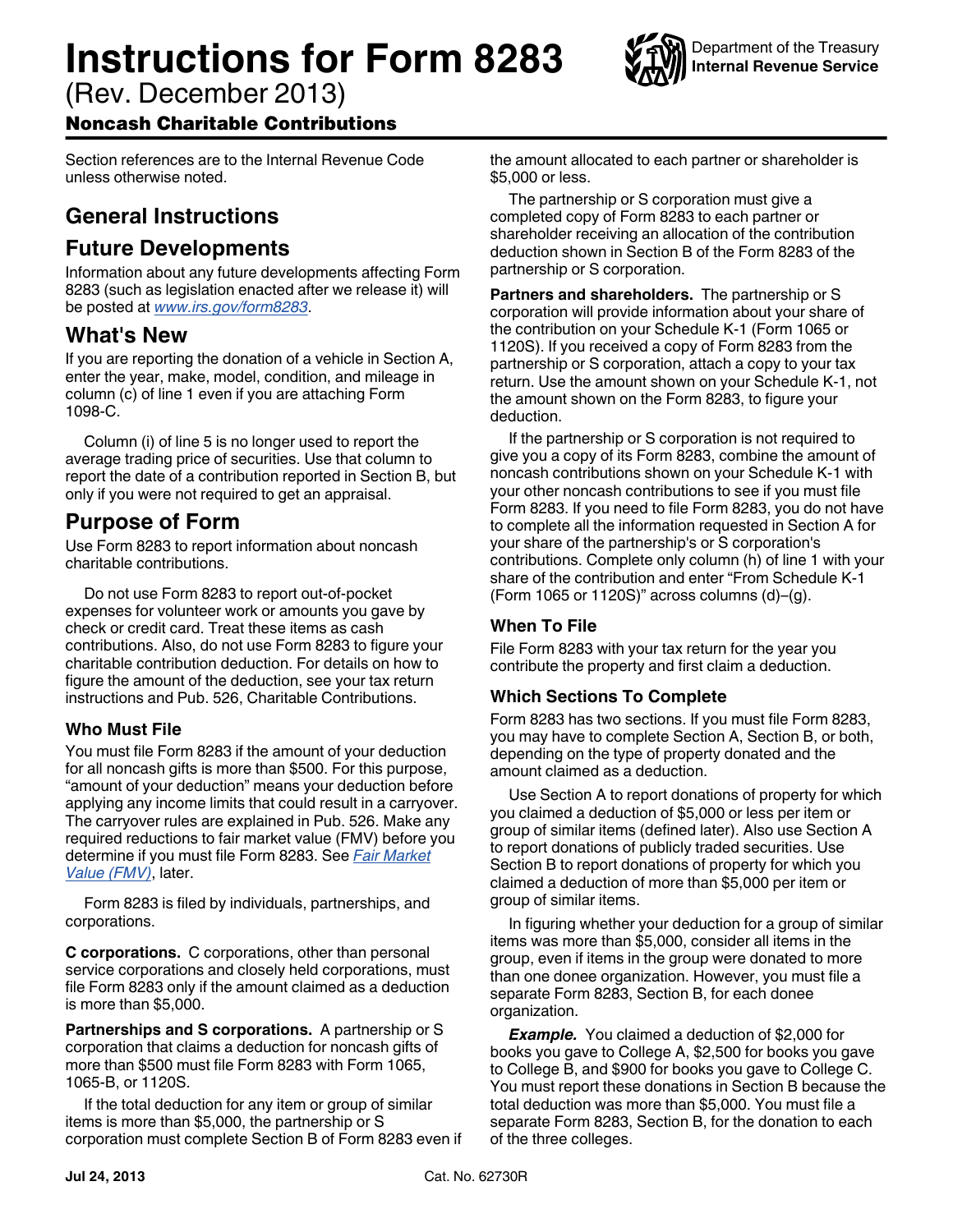# Instructions for Form 8283

(Rev. December 2013)

### Noncash Charitable Contributions

Department of the Treasury
**Internal Revenue Service**

Section references are to the Internal Revenue Code unless otherwise noted.

## General Instructions

## Future Developments

Information about any future developments affecting Form 8283 (such as legislation enacted after we release it) will be posted at *www.irs.gov/form8283*.

## What's New

If you are reporting the donation of a vehicle in Section A, enter the year, make, model, condition, and mileage in column (c) of line 1 even if you are attaching Form 1098-C.

Column (i) of line 5 is no longer used to report the average trading price of securities. Use that column to report the date of a contribution reported in Section B, but only if you were not required to get an appraisal.

## Purpose of Form

Use Form 8283 to report information about noncash charitable contributions.

Do not use Form 8283 to report out-of-pocket expenses for volunteer work or amounts you gave by check or credit card. Treat these items as cash contributions. Also, do not use Form 8283 to figure your charitable contribution deduction. For details on how to figure the amount of the deduction, see your tax return instructions and Pub. 526, Charitable Contributions.

### Who Must File

You must file Form 8283 if the amount of your deduction for all noncash gifts is more than $500. For this purpose, "amount of your deduction" means your deduction before applying any income limits that could result in a carryover. The carryover rules are explained in Pub. 526. Make any required reductions to fair market value (FMV) before you determine if you must file Form 8283. See *Fair Market Value (FMV)*, later.

Form 8283 is filed by individuals, partnerships, and corporations.

**C corporations.** C corporations, other than personal service corporations and closely held corporations, must file Form 8283 only if the amount claimed as a deduction is more than $5,000.

**Partnerships and S corporations.** A partnership or S corporation that claims a deduction for noncash gifts of more than $500 must file Form 8283 with Form 1065, 1065-B, or 1120S.

If the total deduction for any item or group of similar items is more than $5,000, the partnership or S corporation must complete Section B of Form 8283 even if the amount allocated to each partner or shareholder is $5,000 or less.

The partnership or S corporation must give a completed copy of Form 8283 to each partner or shareholder receiving an allocation of the contribution deduction shown in Section B of the Form 8283 of the partnership or S corporation.

**Partners and shareholders.** The partnership or S corporation will provide information about your share of the contribution on your Schedule K-1 (Form 1065 or 1120S). If you received a copy of Form 8283 from the partnership or S corporation, attach a copy to your tax return. Use the amount shown on your Schedule K-1, not the amount shown on the Form 8283, to figure your deduction.

If the partnership or S corporation is not required to give you a copy of its Form 8283, combine the amount of noncash contributions shown on your Schedule K-1 with your other noncash contributions to see if you must file Form 8283. If you need to file Form 8283, you do not have to complete all the information requested in Section A for your share of the partnership's or S corporation's contributions. Complete only column (h) of line 1 with your share of the contribution and enter "From Schedule K-1 (Form 1065 or 1120S)" across columns (d)–(g).

### When To File

File Form 8283 with your tax return for the year you contribute the property and first claim a deduction.

### Which Sections To Complete

Form 8283 has two sections. If you must file Form 8283, you may have to complete Section A, Section B, or both, depending on the type of property donated and the amount claimed as a deduction.

Use Section A to report donations of property for which you claimed a deduction of $5,000 or less per item or group of similar items (defined later). Also use Section A to report donations of publicly traded securities. Use Section B to report donations of property for which you claimed a deduction of more than $5,000 per item or group of similar items.

In figuring whether your deduction for a group of similar items was more than $5,000, consider all items in the group, even if items in the group were donated to more than one donee organization. However, you must file a separate Form 8283, Section B, for each donee organization.

***Example.*** You claimed a deduction of $2,000 for books you gave to College A, $2,500 for books you gave to College B, and $900 for books you gave to College C. You must report these donations in Section B because the total deduction was more than $5,000. You must file a separate Form 8283, Section B, for the donation to each of the three colleges.

Jul 24, 2013 Cat. No. 62730R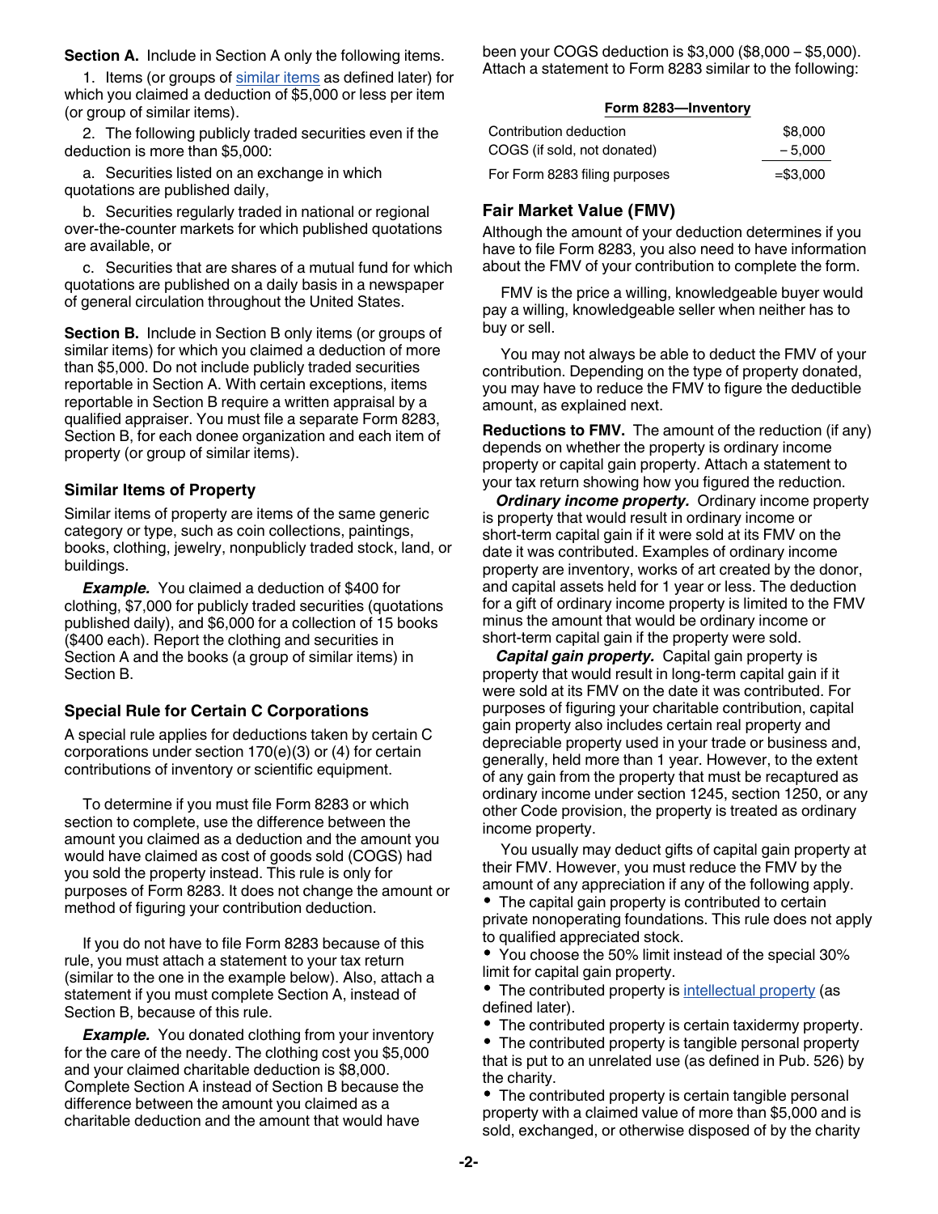**Section A.** Include in Section A only the following items.

1. Items (or groups of similar items as defined later) for which you claimed a deduction of $5,000 or less per item (or group of similar items).

2. The following publicly traded securities even if the deduction is more than $5,000:

a. Securities listed on an exchange in which quotations are published daily,

b. Securities regularly traded in national or regional over-the-counter markets for which published quotations are available, or

c. Securities that are shares of a mutual fund for which quotations are published on a daily basis in a newspaper of general circulation throughout the United States.

**Section B.** Include in Section B only items (or groups of similar items) for which you claimed a deduction of more than $5,000. Do not include publicly traded securities reportable in Section A. With certain exceptions, items reportable in Section B require a written appraisal by a qualified appraiser. You must file a separate Form 8283, Section B, for each donee organization and each item of property (or group of similar items).

### Similar Items of Property

Similar items of property are items of the same generic category or type, such as coin collections, paintings, books, clothing, jewelry, nonpublicly traded stock, land, or buildings.

***Example.*** You claimed a deduction of $400 for clothing, $7,000 for publicly traded securities (quotations published each), and $6,000 for a collection of 15 books ($400 each). Report the clothing and securities in Section A and the books (a group of similar items) in Section B.

### Special Rule for Certain C Corporations

A special rule applies for deductions taken by certain C corporations under section 170(e)(3) or (4) for certain contributions of inventory or scientific equipment.

To determine if you must file Form 8283 or which section to complete, use the difference between the amount you claimed as a deduction and the amount you would have claimed as cost of goods sold (COGS) had you sold the property instead. This rule is only for purposes of Form 8283. It does not change the amount or method of figuring your contribution deduction.

If you do not have to file Form 8283 because of this rule, you must attach a statement to your tax return (similar to the one in the example below). Also, attach a statement if you must complete Section A, instead of Section B, because of this rule.

***Example.*** You donated clothing from your inventory for the care of the needy. The clothing cost you $5,000 and your claimed charitable deduction is $8,000. Complete Section A instead of Section B because the difference between the amount you claimed as a charitable deduction and the amount that would have been your COGS deduction is $3,000 ($8,000 – $5,000). Attach a statement to Form 8283 similar to the following:

**Form 8283—Inventory**

| | |
|---|---|
| Contribution deduction | $8,000 |
| COGS (if sold, not donated) | – 5,000 |
| For Form 8283 filing purposes | =$3,000 |

### Fair Market Value (FMV)

Although the amount of your deduction determines if you have to file Form 8283, you also need to have information about the FMV of your contribution to complete the form.

FMV is the price a willing, knowledgeable buyer would pay a willing, knowledgeable seller when neither has to buy or sell.

You may not always be able to deduct the FMV of your contribution. Depending on the type of property donated, you may have to reduce the FMV to figure the deductible amount, as explained next.

**Reductions to FMV.** The amount of the reduction (if any) depends on whether the property is ordinary income property or capital gain property. Attach a statement to your tax return showing how you figured the reduction.

***Ordinary income property.*** Ordinary income property is property that would result in ordinary income or short-term capital gain if it were sold at its FMV on the date it was contributed. Examples of ordinary income property are inventory, works of art created by the donor, and capital assets held for 1 year or less. The deduction for a gift of ordinary income property is limited to the FMV minus the amount that would be ordinary income or short-term capital gain if the property were sold.

***Capital gain property.*** Capital gain property is property that would result in long-term capital gain if it were sold at its FMV on the date it was contributed. For purposes of figuring your charitable contribution, capital gain property also includes certain real property and depreciable property used in your trade or business and, generally, held more than 1 year. However, to the extent of any gain from the property that must be recaptured as ordinary income under section 1245, section 1250, or any other Code provision, the property is treated as ordinary income property.

You usually may deduct gifts of capital gain property at their FMV. However, you must reduce the FMV by the amount of any appreciation if any of the following apply.

- The capital gain property is contributed to certain private nonoperating foundations. This rule does not apply to qualified appreciated stock.
- You choose the 50% limit instead of the special 30% limit for capital gain property.
- The contributed property is intellectual property (as defined later).
- The contributed property is certain taxidermy property.
- The contributed property is tangible personal property that is put to an unrelated use (as defined in Pub. 526) by the charity.
- The contributed property is certain tangible personal property with a claimed value of more than $5,000 and is sold, exchanged, or otherwise disposed of by the charity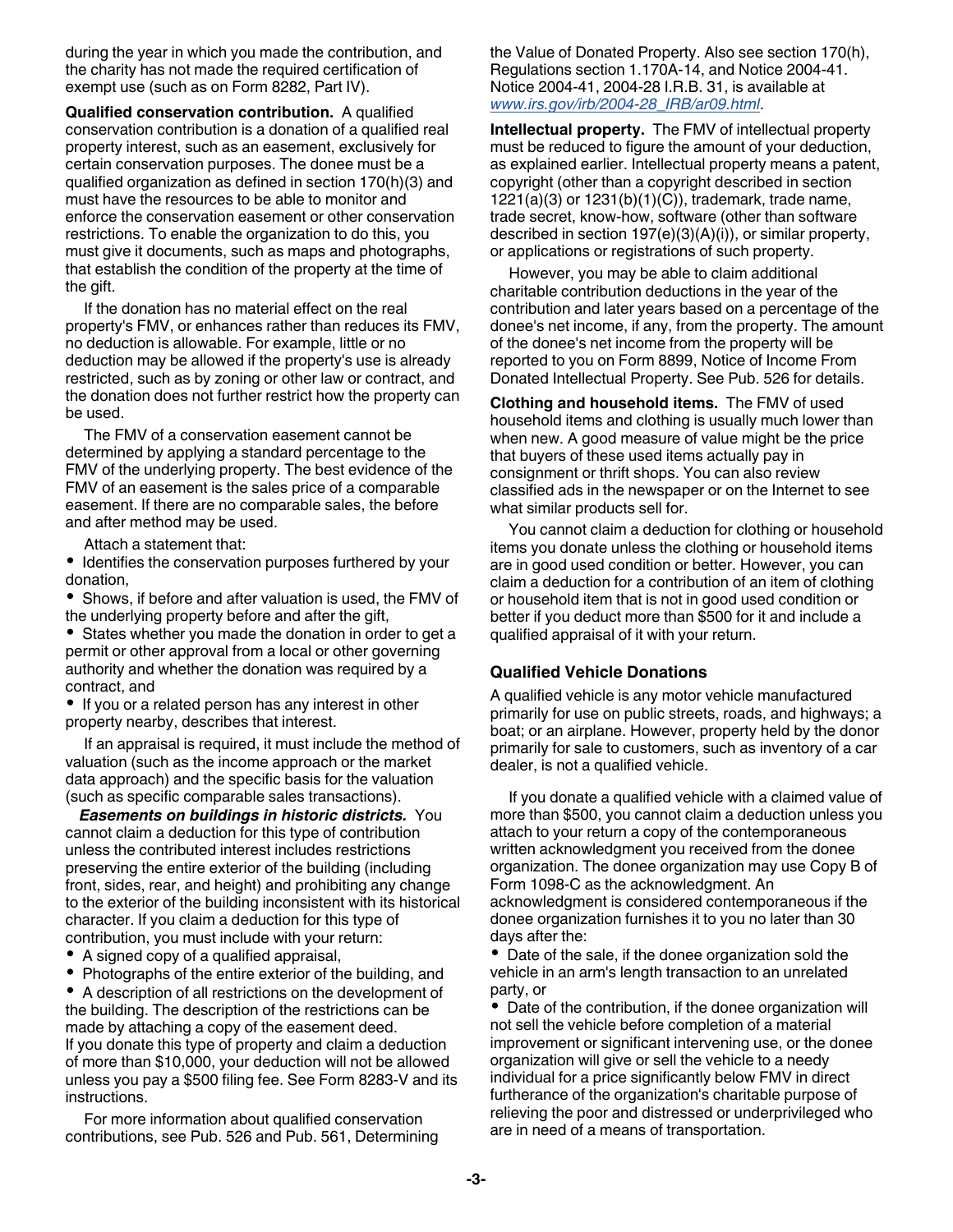during the year in which you made the contribution, and the charity has not made the required certification of exempt use (such as on Form 8282, Part IV).

**Qualified conservation contribution.** A qualified conservation contribution is a donation of a qualified real property interest, such as an easement, exclusively for certain conservation purposes. The donee must be a qualified organization as defined in section 170(h)(3) and must have the resources to be able to monitor and enforce the conservation easement or other conservation restrictions. To enable the organization to do this, you must give it documents, such as maps and photographs, that establish the condition of the property at the time of the gift.

If the donation has no material effect on the real property's FMV, or enhances rather than reduces its FMV, no deduction is allowable. For example, little or no deduction may be allowed if the property's use is already restricted, such as by zoning or other law or contract, and the donation does not further restrict how the property can be used.

The FMV of a conservation easement cannot be determined by applying a standard percentage to the FMV of the underlying property. The best evidence of the FMV of an easement is the sales price of a comparable easement. If there are no comparable sales, the before and after method may be used.

Attach a statement that:

- Identifies the conservation purposes furthered by your donation,
- Shows, if before and after valuation is used, the FMV of the underlying property before and after the gift,
- States whether you made the donation in order to get a permit or other approval from a local or other governing authority and whether the donation was required by a contract, and
- If you or a related person has any interest in other property nearby, describes that interest.

If an appraisal is required, it must include the method of valuation (such as the income approach or the market data approach) and the specific basis for the valuation (such as specific comparable sales transactions).

***Easements on buildings in historic districts.*** You cannot claim a deduction for this type of contribution unless the contributed interest includes restrictions preserving the entire exterior of the building (including front, sides, rear, and height) and prohibiting any change to the exterior of the building inconsistent with its historical character. If you claim a deduction for this type of contribution, you must include with your return:

- A signed copy of a qualified appraisal,
- Photographs of the entire exterior of the building, and
- A description of all restrictions on the development of the building. The description of the restrictions can be made by attaching a copy of the easement deed.

If you donate this type of property and claim a deduction of more than $10,000, your deduction will not be allowed unless you pay a $500 filing fee. See Form 8283-V and its instructions.

For more information about qualified conservation contributions, see Pub. 526 and Pub. 561, Determining the Value of Donated Property. Also see section 170(h), Regulations section 1.170A-14, and Notice 2004-41. Notice 2004-41, 2004-28 I.R.B. 31, is available at *www.irs.gov/irb/2004-28_IRB/ar09.html*.

**Intellectual property.** The FMV of intellectual property must be reduced to figure the amount of your deduction, as explained earlier. Intellectual property means a patent, copyright (other than a copyright described in section 1221(a)(3) or 1231(b)(1)(C)), trademark, trade name, trade secret, know-how, software (other than software described in section 197(e)(3)(A)(i)), or similar property, or applications or registrations of such property.

However, you may be able to claim additional charitable contribution deductions in the year of the contribution and later years based on a percentage of the donee's net income, if any, from the property. The amount of the donee's net income from the property will be reported to you on Form 8899, Notice of Income From Donated Intellectual Property. See Pub. 526 for details.

**Clothing and household items.** The FMV of used household items and clothing is usually much lower than when new. A good measure of value might be the price that buyers of these used items actually pay in consignment or thrift shops. You can also review classified ads in the newspaper or on the Internet to see what similar products sell for.

You cannot claim a deduction for clothing or household items you donate unless the clothing or household items are in good used condition or better. However, you can claim a deduction for a contribution of an item of clothing or household item that is not in good used condition or better if you deduct more than $500 for it and include a qualified appraisal of it with your return.

### Qualified Vehicle Donations

A qualified vehicle is any motor vehicle manufactured primarily for use on public streets, roads, and highways; a boat; or an airplane. However, property held by the donor primarily for sale to customers, such as inventory of a car dealer, is not a qualified vehicle.

If you donate a qualified vehicle with a claimed value of more than $500, you cannot claim a deduction unless you attach to your return a copy of the contemporaneous written acknowledgment you received from the donee organization. The donee organization may use Copy B of Form 1098-C as the acknowledgment. An acknowledgment is considered contemporaneous if the donee organization furnishes it to you no later than 30 days after the:

- Date of the sale, if the donee organization sold the vehicle in an arm's length transaction to an unrelated party, or
- Date of the contribution, if the donee organization will not sell the vehicle before completion of a material improvement or significant intervening use, or the donee organization will give or sell the vehicle to a needy individual for a price significantly below FMV in direct furtherance of the organization's charitable purpose of relieving the poor and distressed or underprivileged who are in need of a means of transportation.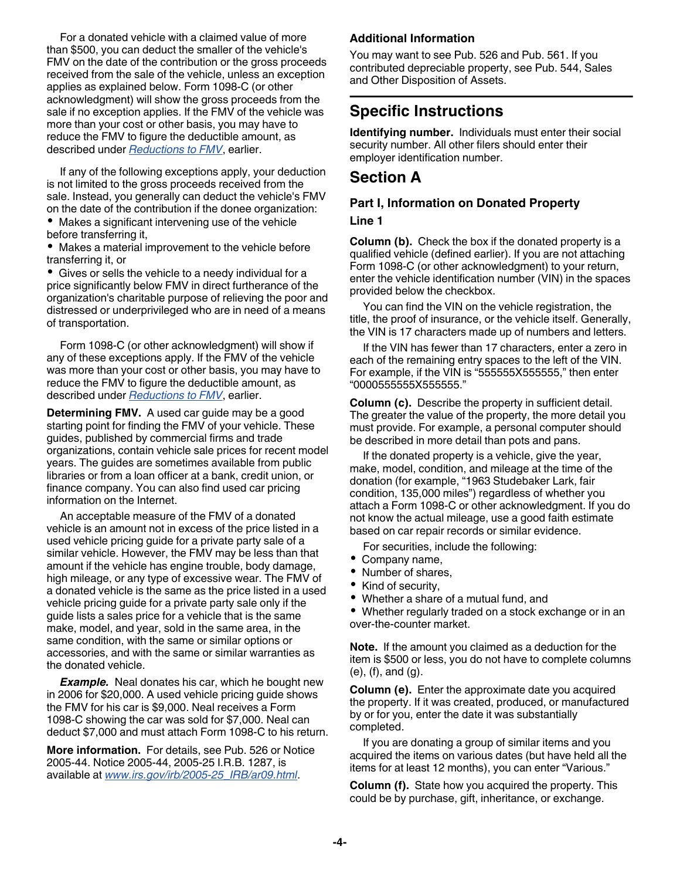For a donated vehicle with a claimed value of more than $500, you can deduct the smaller of the vehicle's FMV on the date of the contribution or the gross proceeds received from the sale of the vehicle, unless an exception applies as explained below. Form 1098-C (or other acknowledgment) will show the gross proceeds from the sale if no exception applies. If the FMV of the vehicle was more than your cost or other basis, you may have to reduce the FMV to figure the deductible amount, as described under *Reductions to FMV*, earlier.

If any of the following exceptions apply, your deduction is not limited to the gross proceeds received from the sale. Instead, you generally can deduct the vehicle's FMV on the date of the contribution if the donee organization:

- Makes a significant intervening use of the vehicle before transferring it,
- Makes a material improvement to the vehicle before transferring it, or
- Gives or sells the vehicle to a needy individual for a price significantly below FMV in direct furtherance of the organization's charitable purpose of relieving the poor and distressed or underprivileged who are in need of a means of transportation.

Form 1098-C (or other acknowledgment) will show if any of these exceptions apply. If the FMV of the vehicle was more than your cost or other basis, you may have to reduce the FMV to figure the deductible amount, as described under *Reductions to FMV*, earlier.

**Determining FMV.** A used car guide may be a good starting point for finding the FMV of your vehicle. These guides, published by commercial firms and trade organizations, contain vehicle sale prices for recent model years. The guides are sometimes available from public libraries or from a loan officer at a bank, credit union, or finance company. You can also find used car pricing information on the Internet.

An acceptable measure of the FMV of a donated vehicle is an amount not in excess of the price listed in a used vehicle pricing guide for a private party sale of a similar vehicle. However, the FMV may be less than that amount if the vehicle has engine trouble, body damage, high mileage, or any type of excessive wear. The FMV of a donated vehicle is the same as the price listed in a used vehicle pricing guide for a private party sale only if the guide lists a sales price for a vehicle that is the same make, model, and year, sold in the same area, in the same condition, with the same or similar options or accessories, and with the same or similar warranties as the donated vehicle.

***Example.*** Neal donates his car, which he bought new in 2006 for $20,000. A used vehicle pricing guide shows the FMV for his car is $9,000. Neal receives a Form 1098-C showing the car was sold for $7,000. Neal can deduct $7,000 and must attach Form 1098-C to his return.

**More information.** For details, see Pub. 526 or Notice 2005-44. Notice 2005-44, 2005-25 I.R.B. 1287, is available at *www.irs.gov/irb/2005-25_IRB/ar09.html*.

### Additional Information

You may want to see Pub. 526 and Pub. 561. If you contributed depreciable property, see Pub. 544, Sales and Other Disposition of Assets.

## Specific Instructions

**Identifying number.** Individuals must enter their social security number. All other filers should enter their employer identification number.

## Section A

### Part I, Information on Donated Property

#### Line 1

**Column (b).** Check the box if the donated property is a qualified vehicle (defined earlier). If you are not attaching Form 1098-C (or other acknowledgment) to your return, enter the vehicle identification number (VIN) in the spaces provided below the checkbox.

You can find the VIN on the vehicle registration, the title, the proof of insurance, or the vehicle itself. Generally, the VIN is 17 characters made up of numbers and letters.

If the VIN has fewer than 17 characters, enter a zero in each of the remaining entry spaces to the left of the VIN. For example, if the VIN is "555555X555555," then enter "0000555555X555555."

**Column (c).** Describe the property in sufficient detail. The greater the value of the property, the more detail you must provide. For example, a personal computer should be described in more detail than pots and pans.

If the donated property is a vehicle, give the year, make, model, condition, and mileage at the time of the donation (for example, "1963 Studebaker Lark, fair condition, 135,000 miles") regardless of whether you attach a Form 1098-C or other acknowledgment. If you do not know the actual mileage, use a good faith estimate based on car repair records or similar evidence.

For securities, include the following:

- Company name,
- Number of shares,
- Kind of security,
- Whether a share of a mutual fund, and
- Whether regularly traded on a stock exchange or in an over-the-counter market.

**Note.** If the amount you claimed as a deduction for the item is $500 or less, you do not have to complete columns (e), (f), and (g).

**Column (e).** Enter the approximate date you acquired the property. If it was created, produced, or manufactured by or for you, enter the date it was substantially completed.

If you are donating a group of similar items and you acquired the items on various dates (but have held all the items for at least 12 months), you can enter "Various."

**Column (f).** State how you acquired the property. This could be by purchase, gift, inheritance, or exchange.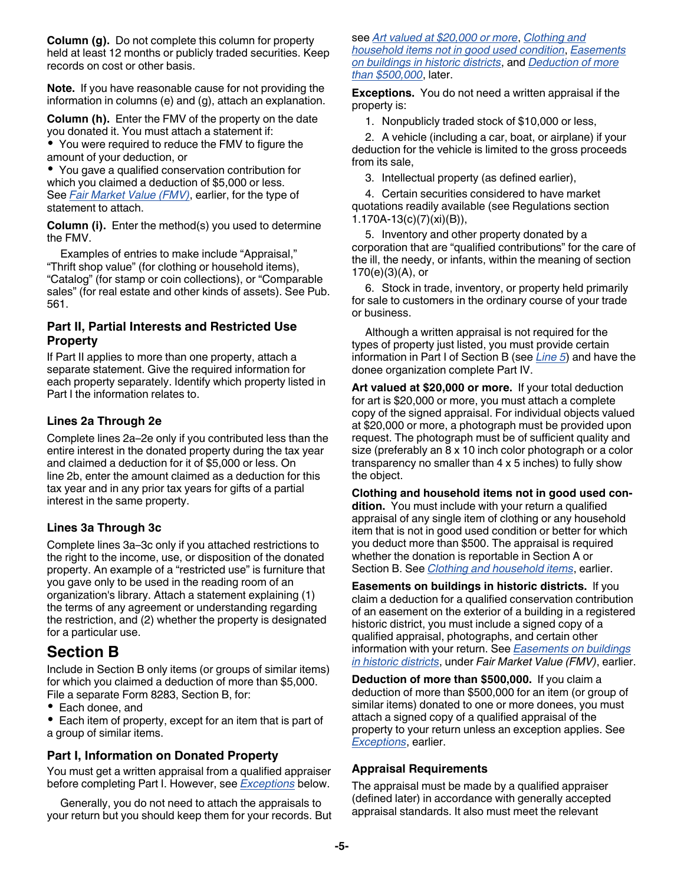**Column (g).** Do not complete this column for property held at least 12 months or publicly traded securities. Keep records on cost or other basis.

**Note.** If you have reasonable cause for not providing the information in columns (e) and (g), attach an explanation.

**Column (h).** Enter the FMV of the property on the date you donated it. You must attach a statement if:

- You were required to reduce the FMV to figure the amount of your deduction, or
- You gave a qualified conservation contribution for which you claimed a deduction of $5,000 or less.

See *Fair Market Value (FMV)*, earlier, for the type of statement to attach.

**Column (i).** Enter the method(s) you used to determine the FMV.

Examples of entries to make include "Appraisal," "Thrift shop value" (for clothing or household items), "Catalog" (for stamp or coin collections), or "Comparable sales" (for real estate and other kinds of assets). See Pub. 561.

### Part II, Partial Interests and Restricted Use Property

If Part II applies to more than one property, attach a separate statement. Give the required information for each property separately. Identify which property listed in Part I the information relates to.

### Lines 2a Through 2e

Complete lines 2a–2e only if you contributed less than the entire interest in the donated property during the tax year and claimed a deduction for it of $5,000 or less. On line 2b, enter the amount claimed as a deduction for this tax year and in any prior tax years for gifts of a partial interest in the same property.

### Lines 3a Through 3c

Complete lines 3a–3c only if you attached restrictions to the right to the income, use, or disposition of the donated property. An example of a "restricted use" is furniture that you gave only to be used in the reading room of an organization's library. Attach a statement explaining (1) the terms of any agreement or understanding regarding the restriction, and (2) whether the property is designated for a particular use.

## Section B

Include in Section B only items (or groups of similar items) for which you claimed a deduction of more than $5,000. File a separate Form 8283, Section B, for:

- Each donee, and
- Each item of property, except for an item that is part of a group of similar items.

### Part I, Information on Donated Property

You must get a written appraisal from a qualified appraiser before completing Part I. However, see *Exceptions* below.

Generally, you do not need to attach the appraisals to your return but you should keep them for your records. But see *Art valued at $20,000 or more*, *Clothing and household items not in good used condition*, *Easements on buildings in historic districts*, and *Deduction of more than $500,000*, later.

**Exceptions.** You do not need a written appraisal if the property is:

1. Nonpublicly traded stock of $10,000 or less,
2. A vehicle (including a car, boat, or airplane) if your deduction for the vehicle is limited to the gross proceeds from its sale,
3. Intellectual property (as defined earlier),
4. Certain securities considered to have market quotations readily available (see Regulations section 1.170A-13(c)(7)(xi)(B)),
5. Inventory and other property donated by a corporation that are "qualified contributions" for the care of the ill, the needy, or infants, within the meaning of section 170(e)(3)(A), or
6. Stock in trade, inventory, or property held primarily for sale to customers in the ordinary course of your trade or business.

Although a written appraisal is not required for the types of property just listed, you must provide certain information in Part I of Section B (see *Line 5*) and have the donee organization complete Part IV.

**Art valued at $20,000 or more.** If your total deduction for art is $20,000 or more, you must attach a complete copy of the signed appraisal. For individual objects valued at $20,000 or more, a photograph must be provided upon request. The photograph must be of sufficient quality and size (preferably an 8 x 10 inch color photograph or a color transparency no smaller than 4 x 5 inches) to fully show the object.

**Clothing and household items not in good used condition.** You must include with your return a qualified appraisal of any single item of clothing or any household item that is not in good used condition or better for which you deduct more than $500. The appraisal is required whether the donation is reportable in Section A or Section B. See *Clothing and household items*, earlier.

**Easements on buildings in historic districts.** If you claim a deduction for a qualified conservation contribution of an easement on the exterior of a building in a registered historic district, you must include a signed copy of a qualified appraisal, photographs, and certain other information with your return. See *Easements on buildings in historic districts*, under *Fair Market Value (FMV)*, earlier.

**Deduction of more than $500,000.** If you claim a deduction of more than $500,000 for an item (or group of similar items) donated to one or more donees, you must attach a signed copy of a qualified appraisal of the property to your return unless an exception applies. See *Exceptions*, earlier.

### Appraisal Requirements

The appraisal must be made by a qualified appraiser (defined later) in accordance with generally accepted appraisal standards. It also must meet the relevant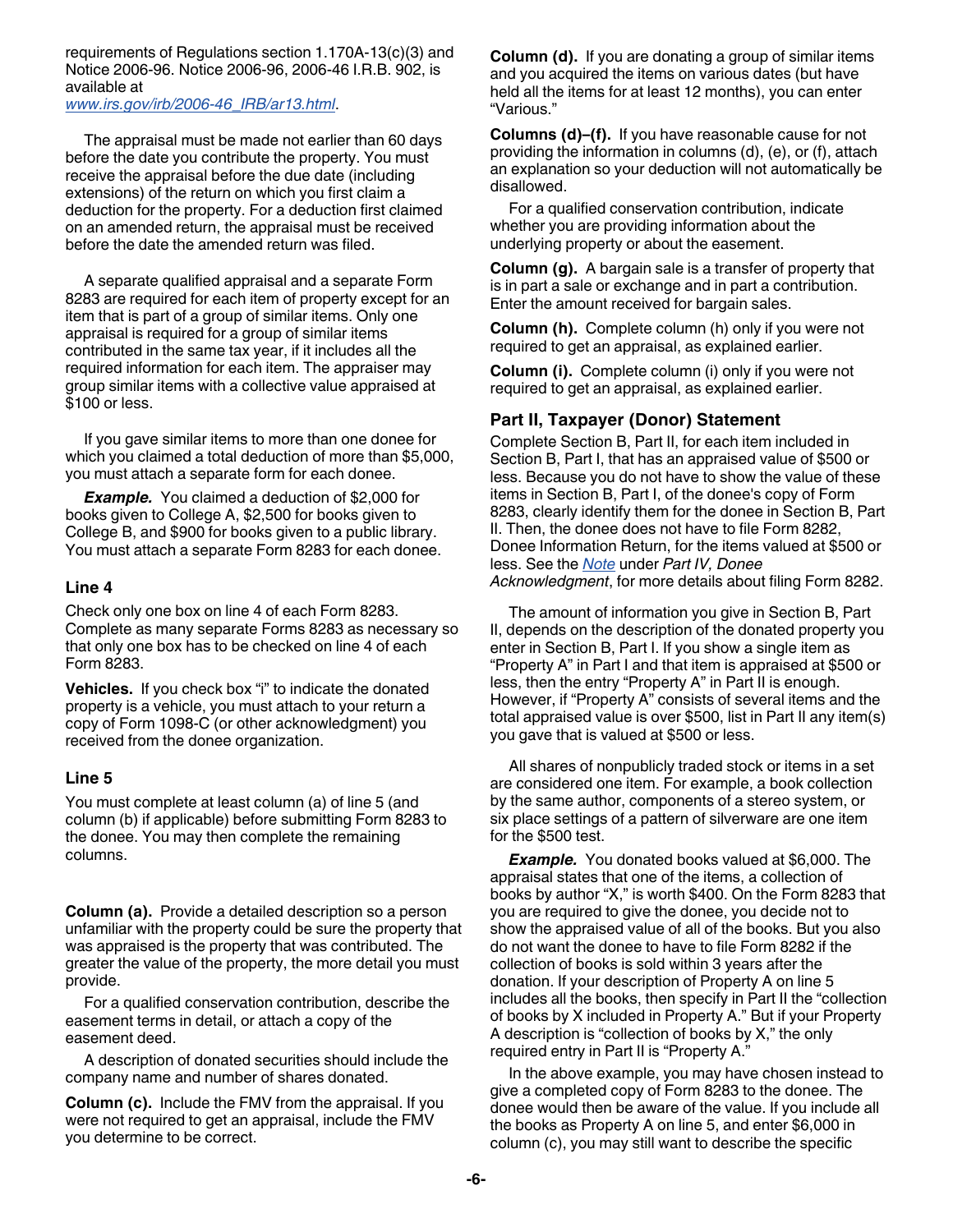requirements of Regulations section 1.170A-13(c)(3) and Notice 2006-96. Notice 2006-96, 2006-46 I.R.B. 902, is available at www.irs.gov/irb/2006-46_IRB/ar13.html.

The appraisal must be made not earlier than 60 days before the date you contribute the property. You must receive the appraisal before the due date (including extensions) of the return on which you first claim a deduction for the property. For a deduction first claimed on an amended return, the appraisal must be received before the date the amended return was filed.

A separate qualified appraisal and a separate Form 8283 are required for each item of property except for an item that is part of a group of similar items. Only one appraisal is required for a group of similar items contributed in the same tax year, if it includes all the required information for each item. The appraiser may group similar items with a collective value appraised at $100 or less.

If you gave similar items to more than one donee for which you claimed a total deduction of more than $5,000, you must attach a separate form for each donee.

***Example.*** You claimed a deduction of $2,000 for books given to College A, $2,500 for books given to College B, and $900 for books given to a public library. You must attach a separate Form 8283 for each donee.

### Line 4

Check only one box on line 4 of each Form 8283. Complete as many separate Forms 8283 as necessary so that only one box has to be checked on line 4 of each Form 8283.

**Vehicles.** If you check box "i" to indicate the donated property is a vehicle, you must attach to your return a copy of Form 1098-C (or other acknowledgment) you received from the donee organization.

### Line 5

You must complete at least column (a) of line 5 (and column (b) if applicable) before submitting Form 8283 to the donee. You may then complete the remaining columns.

**Column (a).** Provide a detailed description so a person unfamiliar with the property could be sure the property that was appraised is the property that was contributed. The greater the value of the property, the more detail you must provide.

For a qualified conservation contribution, describe the easement terms in detail, or attach a copy of the easement deed.

A description of donated securities should include the company name and number of shares donated.

**Column (c).** Include the FMV from the appraisal. If you were not required to get an appraisal, include the FMV you determine to be correct.

**Column (d).** If you are donating a group of similar items and you acquired the items on various dates (but have held all the items for at least 12 months), you can enter "Various."

**Columns (d)–(f).** If you have reasonable cause for not providing the information in columns (d), (e), or (f), attach an explanation so your deduction will not automatically be disallowed.

For a qualified conservation contribution, indicate whether you are providing information about the underlying property or about the easement.

**Column (g).** A bargain sale is a transfer of property that is in part a sale or exchange and in part a contribution. Enter the amount received for bargain sales.

**Column (h).** Complete column (h) only if you were not required to get an appraisal, as explained earlier.

**Column (i).** Complete column (i) only if you were not required to get an appraisal, as explained earlier.

## Part II, Taxpayer (Donor) Statement

Complete Section B, Part II, for each item included in Section B, Part I, that has an appraised value of $500 or less. Because you do not have to show the value of these items in Section B, Part I, of the donee's copy of Form 8283, clearly identify them for the donee in Section B, Part II. Then, the donee does not have to file Form 8282, Donee Information Return, for the items valued at $500 or less. See the Note under *Part IV, Donee Acknowledgment*, for more details about filing Form 8282.

The amount of information you give in Section B, Part II, depends on the description of the donated property you enter in Section B, Part I. If you show a single item as "Property A" in Part I and that item is appraised at $500 or less, then the entry "Property A" in Part II is enough. However, if "Property A" consists of several items and the total appraised value is over $500, list in Part II any item(s) you gave that is valued at $500 or less.

All shares of nonpublicly traded stock or items in a set are considered one item. For example, a book collection by the same author, components of a stereo system, or six place settings of a pattern of silverware are one item for the $500 test.

***Example.*** You donated books valued at $6,000. The appraisal states that one of the items, a collection of books by author "X," is worth $400. On the Form 8283 that you are required to give the donee, you decide not to show the appraised value of all of the books. But you also do not want the donee to have to file Form 8282 if the collection of books is sold within 3 years after the donation. If your description of Property A on line 5 includes all the books, then specify in Part II the "collection of books by X included in Property A." But if your Property A description is "collection of books by X," the only required entry in Part II is "Property A."

In the above example, you may have chosen instead to give a completed copy of Form 8283 to the donee. The donee would then be aware of the value. If you include all the books as Property A on line 5, and enter $6,000 in column (c), you may still want to describe the specific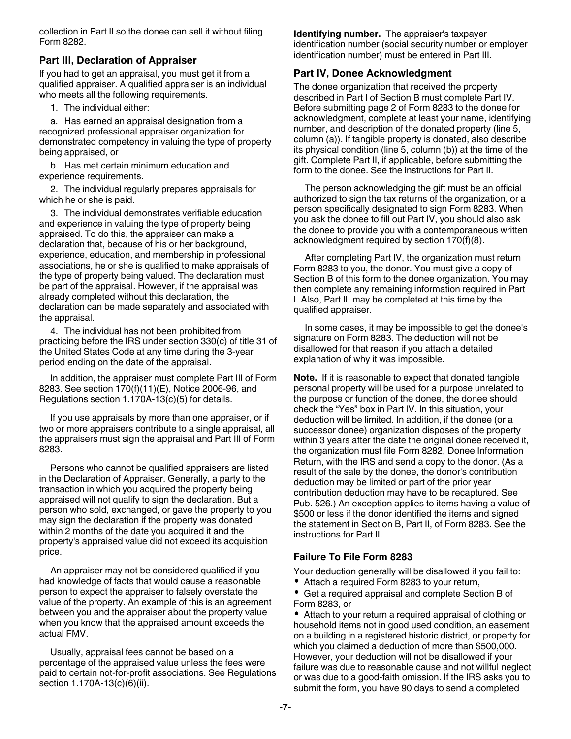collection in Part II so the donee can sell it without filing Form 8282.

### Part III, Declaration of Appraiser

If you had to get an appraisal, you must get it from a qualified appraiser. A qualified appraiser is an individual who meets all the following requirements.

1. The individual either:

   a. Has earned an appraisal designation from a recognized professional appraiser organization for demonstrated competency in valuing the type of property being appraised, or

   b. Has met certain minimum education and experience requirements.

2. The individual regularly prepares appraisals for which he or she is paid.

3. The individual demonstrates verifiable education and experience in valuing the type of property being appraised. To do this, the appraiser can make a declaration that, because of his or her background, experience, education, and membership in professional associations, he or she is qualified to make appraisals of the type of property being valued. The declaration must be part of the appraisal. However, if the appraisal was already completed without this declaration, the declaration can be made separately and associated with the appraisal.

4. The individual has not been prohibited from practicing before the IRS under section 330(c) of title 31 of the United States Code at any time during the 3-year period ending on the date of the appraisal.

In addition, the appraiser must complete Part III of Form 8283. See section 170(f)(11)(E), Notice 2006-96, and Regulations section 1.170A-13(c)(5) for details.

If you use appraisals by more than one appraiser, or if two or more appraisers contribute to a single appraisal, all the appraisers must sign the appraisal and Part III of Form 8283.

Persons who cannot be qualified appraisers are listed in the Declaration of Appraiser. Generally, a party to the transaction in which you acquired the property being appraised will not qualify to sign the declaration. But a person who sold, exchanged, or gave the property to you may sign the declaration if the property was donated within 2 months of the date you acquired it and the property's appraised value did not exceed its acquisition price.

An appraiser may not be considered qualified if you had knowledge of facts that would cause a reasonable person to expect the appraiser to falsely overstate the value of the property. An example of this is an agreement between you and the appraiser about the property value when you know that the appraised amount exceeds the actual FMV.

Usually, appraisal fees cannot be based on a percentage of the appraised value unless the fees were paid to certain not-for-profit associations. See Regulations section 1.170A-13(c)(6)(ii).

**Identifying number.** The appraiser's taxpayer identification number (social security number or employer identification number) must be entered in Part III.

### Part IV, Donee Acknowledgment

The donee organization that received the property described in Part I of Section B must complete Part IV. Before submitting page 2 of Form 8283 to the donee for acknowledgment, complete at least your name, identifying number, and description of the donated property (line 5, column (a)). If tangible property is donated, also describe its physical condition (line 5, column (b)) at the time of the gift. Complete Part II, if applicable, before submitting the form to the donee. See the instructions for Part II.

The person acknowledging the gift must be an official authorized to sign the tax returns of the organization, or a person specifically designated to sign Form 8283. When you ask the donee to fill out Part IV, you should also ask the donee to provide you with a contemporaneous written acknowledgment required by section 170(f)(8).

After completing Part IV, the organization must return Form 8283 to you, the donor. You must give a copy of Section B of this form to the donee organization. You may then complete any remaining information required in Part I. Also, Part III may be completed at this time by the qualified appraiser.

In some cases, it may be impossible to get the donee's signature on Form 8283. The deduction will not be disallowed for that reason if you attach a detailed explanation of why it was impossible.

**Note.** If it is reasonable to expect that donated tangible personal property will be used for a purpose unrelated to the purpose or function of the donee, the donee should check the "Yes" box in Part IV. In this situation, your deduction will be limited. In addition, if the donee (or a successor donee) organization disposes of the property within 3 years after the date the original donee received it, the organization must file Form 8282, Donee Information Return, with the IRS and send a copy to the donor. (As a result of the sale by the donee, the donor's contribution deduction may be limited or part of the prior year contribution deduction may have to be recaptured. See Pub. 526.) An exception applies to items having a value of $500 or less if the donor identified the items and signed the statement in Section B, Part II, of Form 8283. See the instructions for Part II.

### Failure To File Form 8283

Your deduction generally will be disallowed if you fail to:

- Attach a required Form 8283 to your return,
- Get a required appraisal and complete Section B of Form 8283, or
- Attach to your return a required appraisal of clothing or household items not in good used condition, an easement on a building in a registered historic district, or property for which you claimed a deduction of more than $500,000.

However, your deduction will not be disallowed if your failure was due to reasonable cause and not willful neglect or was due to a good-faith omission. If the IRS asks you to submit the form, you have 90 days to send a completed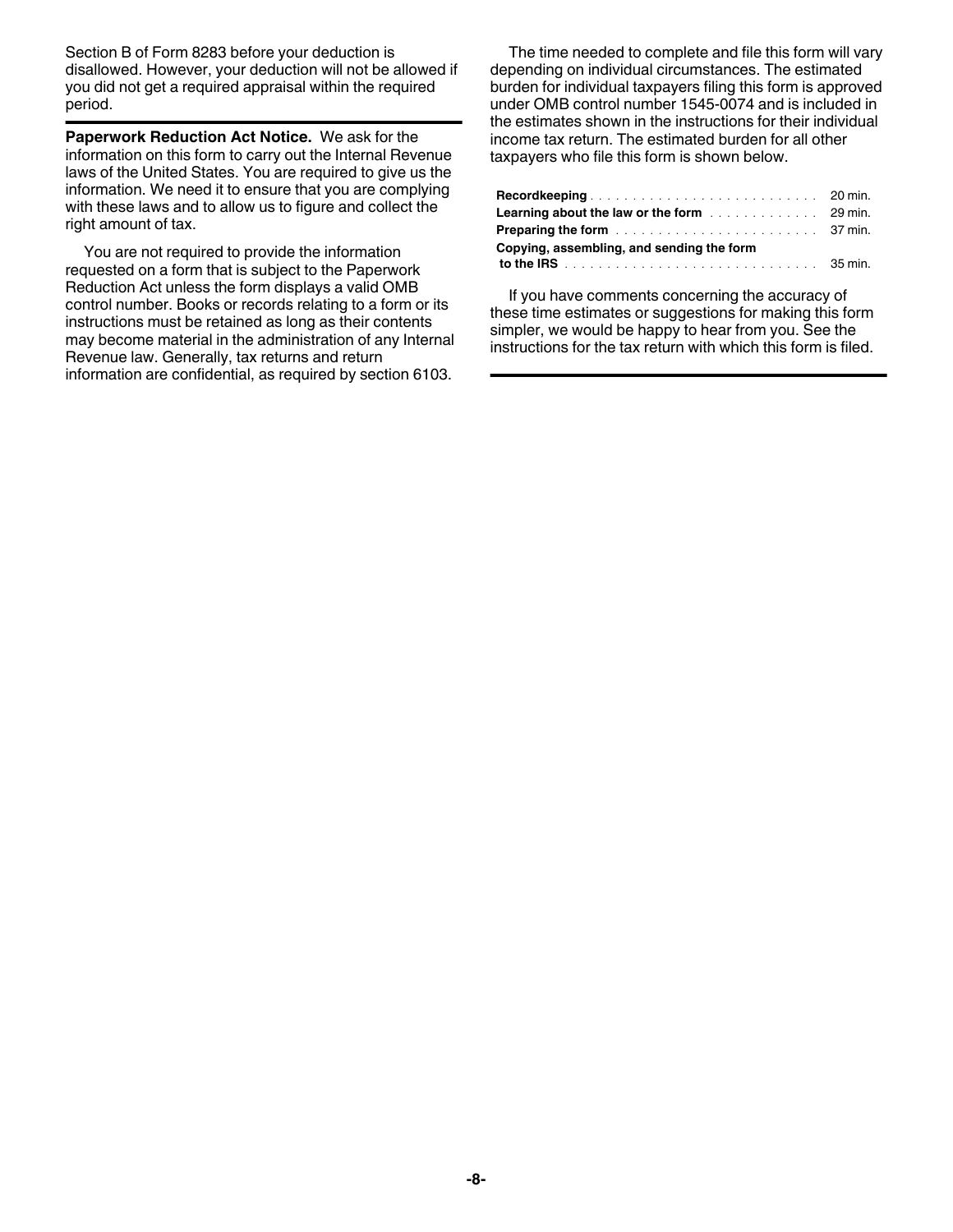Section B of Form 8283 before your deduction is disallowed. However, your deduction will not be allowed if you did not get a required appraisal within the required period.

**Paperwork Reduction Act Notice.** We ask for the information on this form to carry out the Internal Revenue laws of the United States. You are required to give us the information. We need it to ensure that you are complying with these laws and to allow us to figure and collect the right amount of tax.

You are not required to provide the information requested on a form that is subject to the Paperwork Reduction Act unless the form displays a valid OMB control number. Books or records relating to a form or its instructions must be retained as long as their contents may become material in the administration of any Internal Revenue law. Generally, tax returns and return information are confidential, as required by section 6103.

The time needed to complete and file this form will vary depending on individual circumstances. The estimated burden for individual taxpayers filing this form is approved under OMB control number 1545-0074 and is included in the estimates shown in the instructions for their individual income tax return. The estimated burden for all other taxpayers who file this form is shown below.

| | |
|---|---|
| **Recordkeeping** | 20 min. |
| **Learning about the law or the form** | 29 min. |
| **Preparing the form** | 37 min. |
| **Copying, assembling, and sending the form to the IRS** | 35 min. |

If you have comments concerning the accuracy of these time estimates or suggestions for making this form simpler, we would be happy to hear from you. See the instructions for the tax return with which this form is filed.